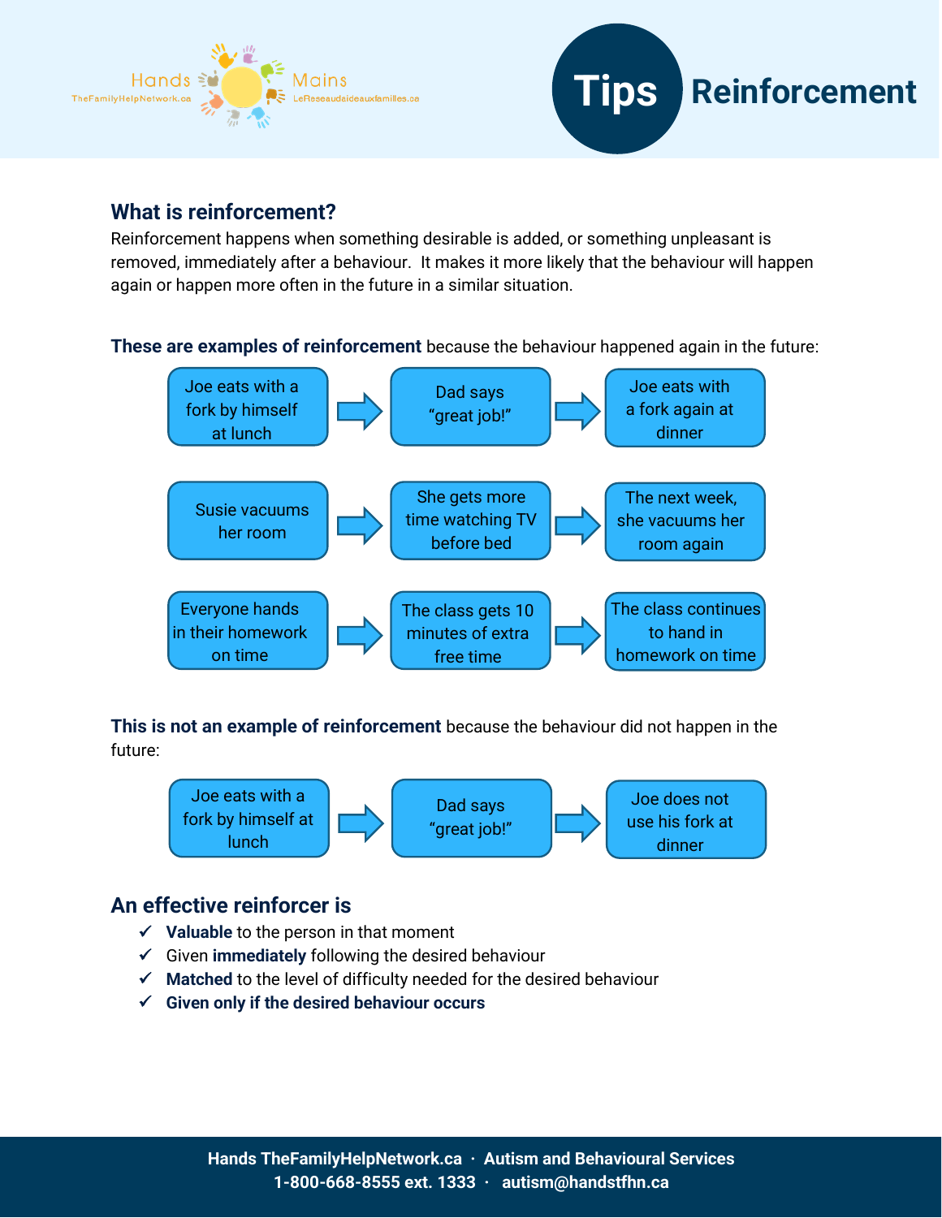Hands TheFamilyHelpNetwork.ca Mains LeReseaudaideauxfamilles.ca

# Tips Reinforcement

## What is reinforcement?

Reinforcement happens when something desirable is added, or something unpleasant is removed, immediately after a behaviour. It makes it more likely that the behaviour will happen again or happen more often in the future in a similar situation.

**These are examples of reinforcement** because the behaviour happened again in the future:

Joe eats with a fork by himself at lunch → Dad says "great job!" → Joe eats with a fork again at dinner

Susie vacuums her room → She gets more time watching TV before bed → The next week, she vacuums her room again

Everyone hands in their homework on time → The class gets 10 minutes of extra free time → The class continues to hand in homework on time

**This is not an example of reinforcement** because the behaviour did not happen in the future:

Joe eats with a fork by himself at lunch → Dad says "great job!" → Joe does not use his fork at dinner

## An effective reinforcer is

- ✓ **Valuable** to the person in that moment
- ✓ Given **immediately** following the desired behaviour
- ✓ **Matched** to the level of difficulty needed for the desired behaviour
- ✓ **Given only if the desired behaviour occurs**

Hands TheFamilyHelpNetwork.ca · Autism and Behavioural Services
1-800-668-8555 ext. 1333 · autism@handstfhn.ca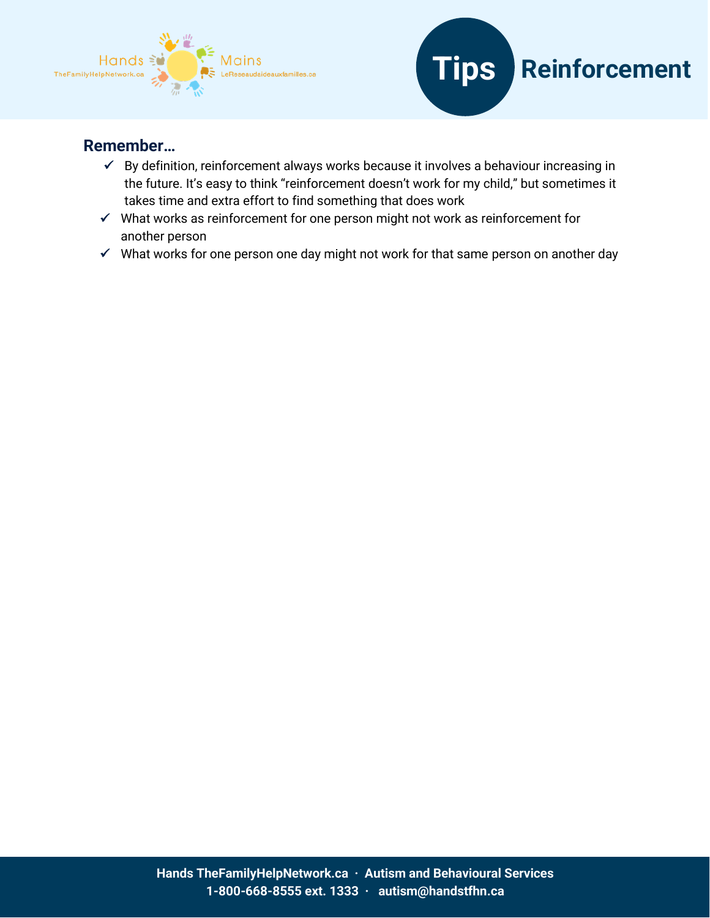## Remember…

- ✓ By definition, reinforcement always works because it involves a behaviour increasing in the future. It's easy to think "reinforcement doesn't work for my child," but sometimes it takes time and extra effort to find something that does work
- ✓ What works as reinforcement for one person might not work as reinforcement for another person
- ✓ What works for one person one day might not work for that same person on another day